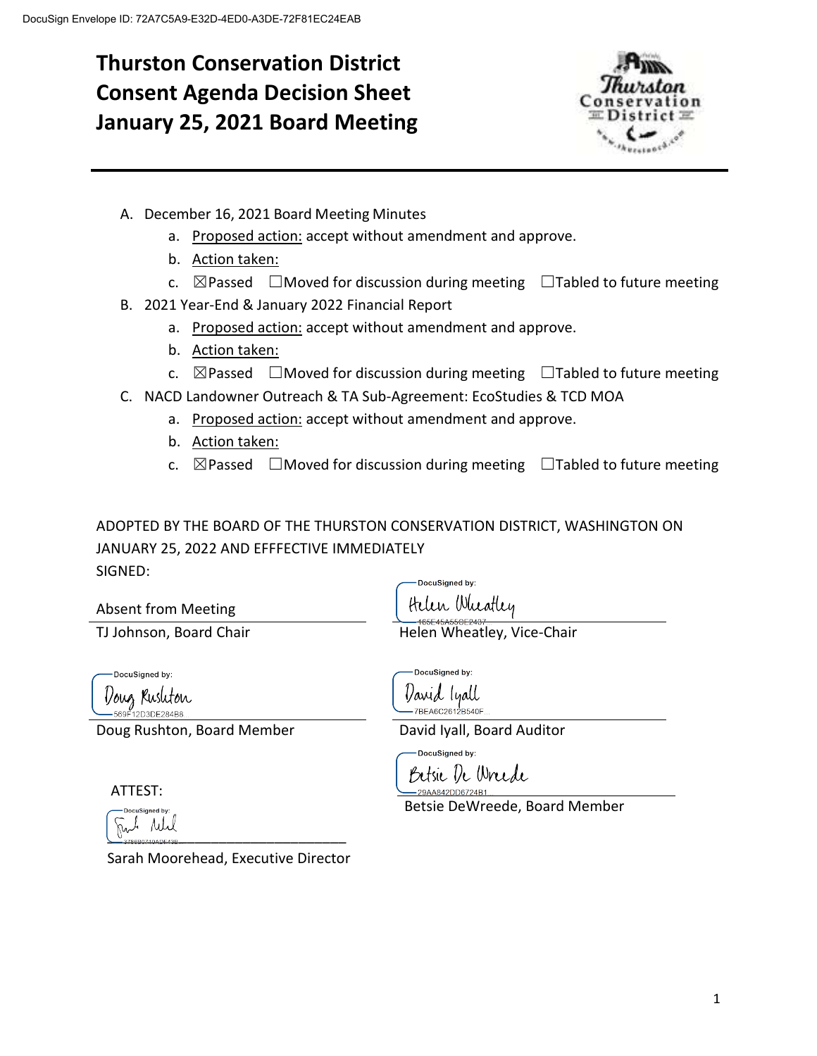DocuSign Envelope ID: 72A7C5A9-E32D-4ED0-A3DE-72F81EC24EAB

# Thurston Conservation District Consent Agenda Decision Sheet January 25, 2021 Board Meeting

A. December 16, 2021 Board Meeting Minutes
   a. Proposed action: accept without amendment and approve.
   b. Action taken:
   c. ☒Passed ☐Moved for discussion during meeting ☐Tabled to future meeting
B. 2021 Year-End & January 2022 Financial Report
   a. Proposed action: accept without amendment and approve.
   b. Action taken:
   c. ☒Passed ☐Moved for discussion during meeting ☐Tabled to future meeting
C. NACD Landowner Outreach & TA Sub-Agreement: EcoStudies & TCD MOA
   a. Proposed action: accept without amendment and approve.
   b. Action taken:
   c. ☒Passed ☐Moved for discussion during meeting ☐Tabled to future meeting

ADOPTED BY THE BOARD OF THE THURSTON CONSERVATION DISTRICT, WASHINGTON ON JANUARY 25, 2022 AND EFFFECTIVE IMMEDIATELY

SIGNED:

Absent from Meeting
TJ Johnson, Board Chair

DocuSigned by: Helen Wheatley
Helen Wheatley, Vice-Chair

DocuSigned by: Doug Rushton
Doug Rushton, Board Member

DocuSigned by: David Iyall
David Iyall, Board Auditor

DocuSigned by: Betsie DeWreede
Betsie DeWreede, Board Member

ATTEST:

DocuSigned by:
Sarah Moorehead, Executive Director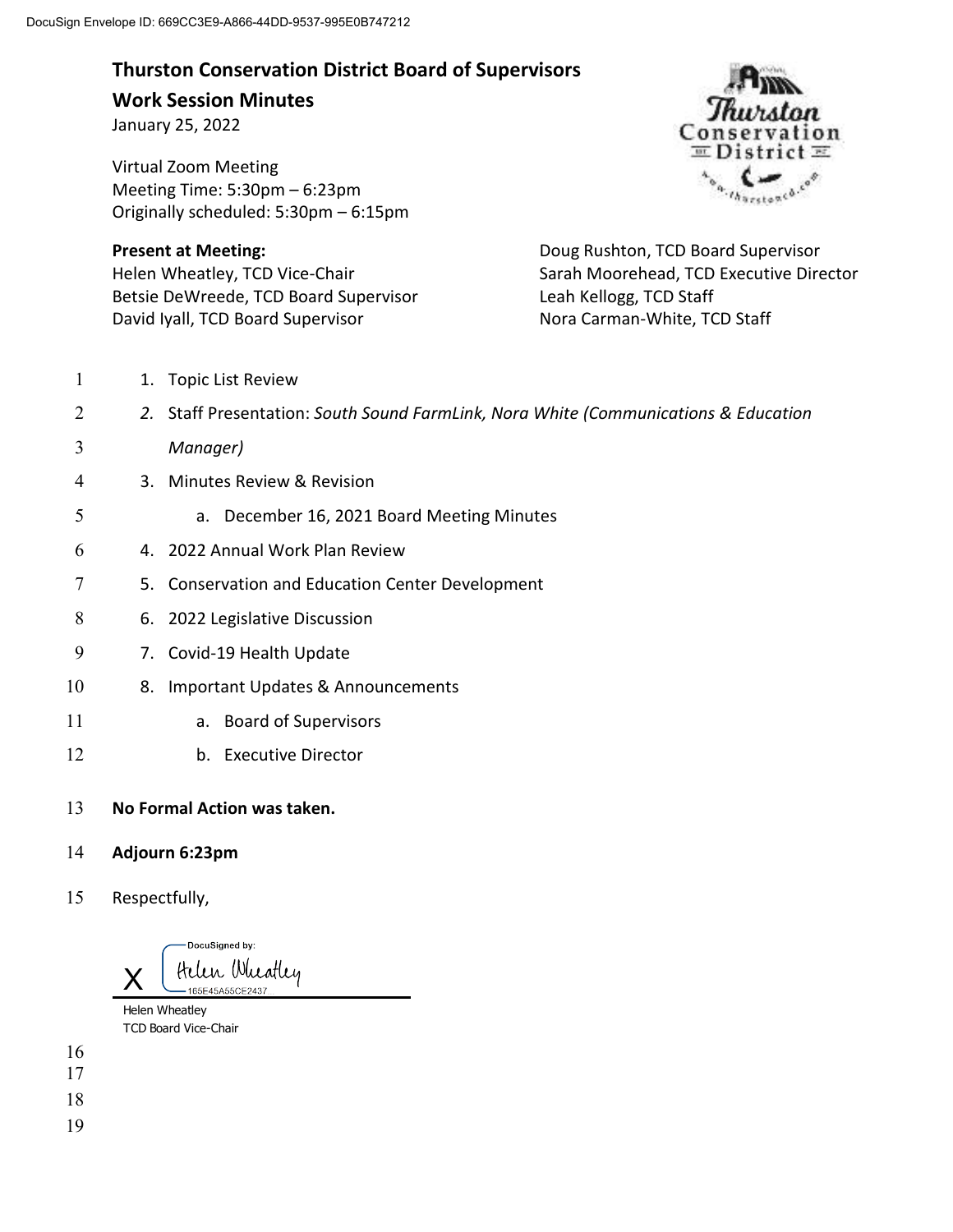DocuSign Envelope ID: 669CC3E9-A866-44DD-9537-995E0B747212

# Thurston Conservation District Board of Supervisors

## Work Session Minutes

January 25, 2022

Virtual Zoom Meeting
Meeting Time: 5:30pm – 6:23pm
Originally scheduled: 5:30pm – 6:15pm

**Present at Meeting:**
Helen Wheatley, TCD Vice-Chair
Betsie DeWreede, TCD Board Supervisor
David Iyall, TCD Board Supervisor
Doug Rushton, TCD Board Supervisor
Sarah Moorehead, TCD Executive Director
Leah Kellogg, TCD Staff
Nora Carman-White, TCD Staff

1. Topic List Review
2. Staff Presentation: *South Sound FarmLink, Nora White (Communications & Education Manager)*
3. Minutes Review & Revision
   a. December 16, 2021 Board Meeting Minutes
4. 2022 Annual Work Plan Review
5. Conservation and Education Center Development
6. 2022 Legislative Discussion
7. Covid-19 Health Update
8. Important Updates & Announcements
   a. Board of Supervisors
   b. Executive Director

**No Formal Action was taken.**

**Adjourn 6:23pm**

Respectfully,

X DocuSigned by: Helen Wheatley
165E45A55CE2437

Helen Wheatley
TCD Board Vice-Chair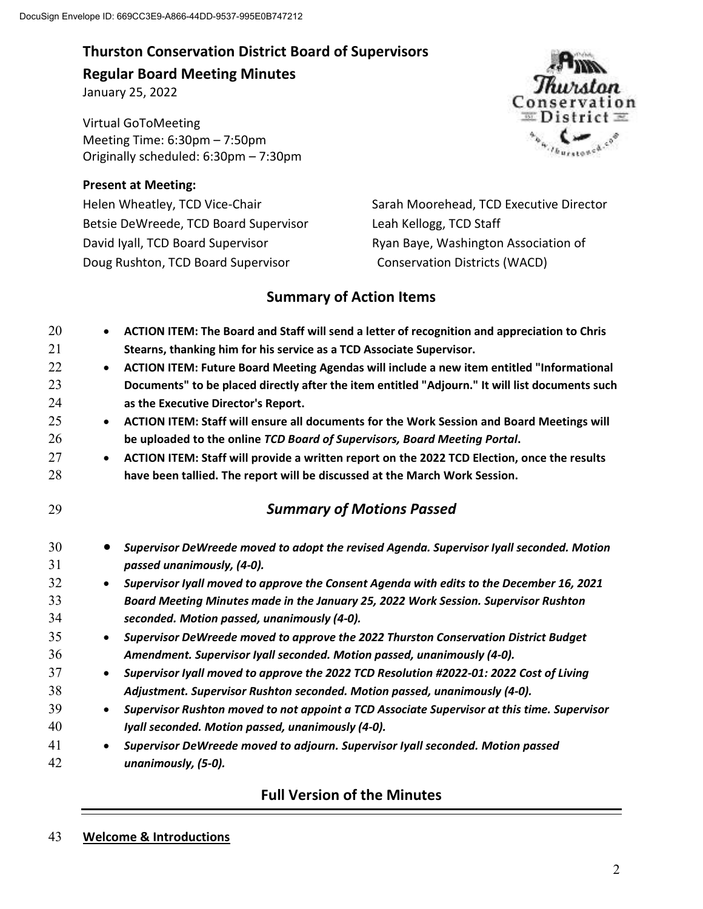# Thurston Conservation District Board of Supervisors

## Regular Board Meeting Minutes

January 25, 2022

Virtual GoToMeeting
Meeting Time: 6:30pm – 7:50pm
Originally scheduled: 6:30pm – 7:30pm

**Present at Meeting:**

Helen Wheatley, TCD Vice-Chair
Betsie DeWreede, TCD Board Supervisor
David Iyall, TCD Board Supervisor
Doug Rushton, TCD Board Supervisor
Sarah Moorehead, TCD Executive Director
Leah Kellogg, TCD Staff
Ryan Baye, Washington Association of Conservation Districts (WACD)

## Summary of Action Items

- **ACTION ITEM: The Board and Staff will send a letter of recognition and appreciation to Chris Stearns, thanking him for his service as a TCD Associate Supervisor.**
- **ACTION ITEM: Future Board Meeting Agendas will include a new item entitled "Informational Documents" to be placed directly after the item entitled "Adjourn." It will list documents such as the Executive Director's Report.**
- **ACTION ITEM: Staff will ensure all documents for the Work Session and Board Meetings will be uploaded to the online *TCD Board of Supervisors, Board Meeting Portal*.**
- **ACTION ITEM: Staff will provide a written report on the 2022 TCD Election, once the results have been tallied. The report will be discussed at the March Work Session.**

## *Summary of Motions Passed*

- ***Supervisor DeWreede moved to adopt the revised Agenda. Supervisor Iyall seconded. Motion passed unanimously, (4-0).***
- ***Supervisor Iyall moved to approve the Consent Agenda with edits to the December 16, 2021 Board Meeting Minutes made in the January 25, 2022 Work Session. Supervisor Rushton seconded. Motion passed, unanimously (4-0).***
- ***Supervisor DeWreede moved to approve the 2022 Thurston Conservation District Budget Amendment. Supervisor Iyall seconded. Motion passed, unanimously (4-0).***
- ***Supervisor Iyall moved to approve the 2022 TCD Resolution #2022-01: 2022 Cost of Living Adjustment. Supervisor Rushton seconded. Motion passed, unanimously (4-0).***
- ***Supervisor Rushton moved to not appoint a TCD Associate Supervisor at this time. Supervisor Iyall seconded. Motion passed, unanimously (4-0).***
- ***Supervisor DeWreede moved to adjourn. Supervisor Iyall seconded. Motion passed unanimously, (5-0).***

## Full Version of the Minutes

**<u>Welcome & Introductions</u>**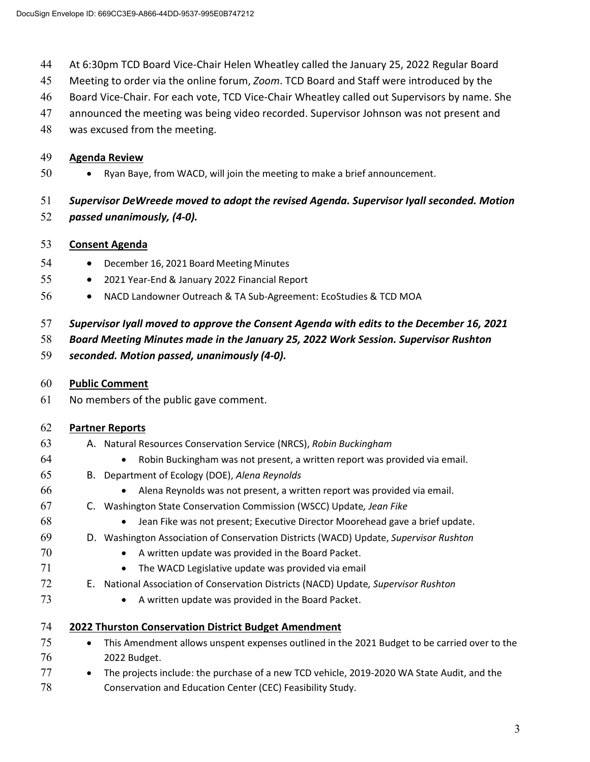At 6:30pm TCD Board Vice-Chair Helen Wheatley called the January 25, 2022 Regular Board Meeting to order via the online forum, *Zoom*. TCD Board and Staff were introduced by the Board Vice-Chair. For each vote, TCD Vice-Chair Wheatley called out Supervisors by name. She announced the meeting was being video recorded. Supervisor Johnson was not present and was excused from the meeting.

**Agenda Review**

- Ryan Baye, from WACD, will join the meeting to make a brief announcement.

***Supervisor DeWreede moved to adopt the revised Agenda. Supervisor Iyall seconded. Motion passed unanimously, (4-0).***

**Consent Agenda**

- December 16, 2021 Board Meeting Minutes
- 2021 Year-End & January 2022 Financial Report
- NACD Landowner Outreach & TA Sub-Agreement: EcoStudies & TCD MOA

***Supervisor Iyall moved to approve the Consent Agenda with edits to the December 16, 2021 Board Meeting Minutes made in the January 25, 2022 Work Session. Supervisor Rushton seconded. Motion passed, unanimously (4-0).***

**Public Comment**

No members of the public gave comment.

**Partner Reports**

A. Natural Resources Conservation Service (NRCS), *Robin Buckingham*
   - Robin Buckingham was not present, a written report was provided via email.

B. Department of Ecology (DOE), *Alena Reynolds*
   - Alena Reynolds was not present, a written report was provided via email.

C. Washington State Conservation Commission (WSCC) Update*, Jean Fike*
   - Jean Fike was not present; Executive Director Moorehead gave a brief update.

D. Washington Association of Conservation Districts (WACD) Update, *Supervisor Rushton*
   - A written update was provided in the Board Packet.
   - The WACD Legislative update was provided via email

E. National Association of Conservation Districts (NACD) Update*, Supervisor Rushton*
   - A written update was provided in the Board Packet.

**2022 Thurston Conservation District Budget Amendment**

- This Amendment allows unspent expenses outlined in the 2021 Budget to be carried over to the 2022 Budget.
- The projects include: the purchase of a new TCD vehicle, 2019-2020 WA State Audit, and the Conservation and Education Center (CEC) Feasibility Study.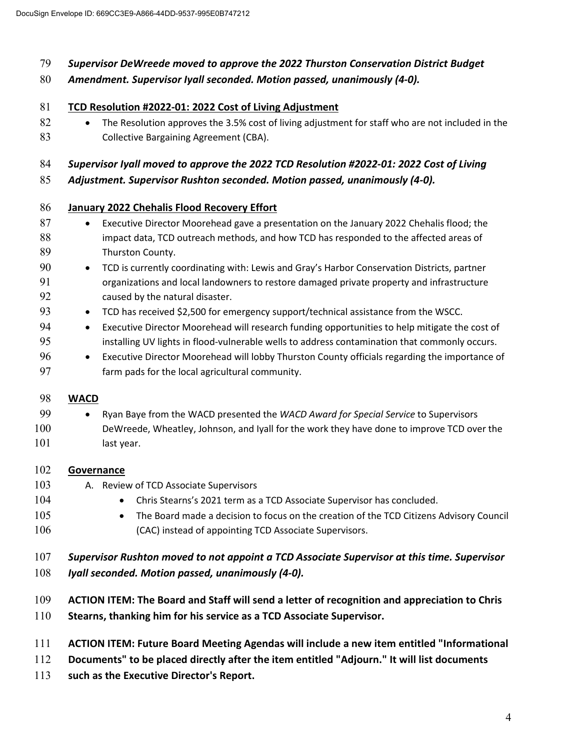***Supervisor DeWreede moved to approve the 2022 Thurston Conservation District Budget Amendment. Supervisor Iyall seconded. Motion passed, unanimously (4-0).***

**TCD Resolution #2022-01: 2022 Cost of Living Adjustment**

- The Resolution approves the 3.5% cost of living adjustment for staff who are not included in the Collective Bargaining Agreement (CBA).

***Supervisor Iyall moved to approve the 2022 TCD Resolution #2022-01: 2022 Cost of Living Adjustment. Supervisor Rushton seconded. Motion passed, unanimously (4-0).***

**January 2022 Chehalis Flood Recovery Effort**

- Executive Director Moorehead gave a presentation on the January 2022 Chehalis flood; the impact data, TCD outreach methods, and how TCD has responded to the affected areas of Thurston County.
- TCD is currently coordinating with: Lewis and Gray's Harbor Conservation Districts, partner organizations and local landowners to restore damaged private property and infrastructure caused by the natural disaster.
- TCD has received $2,500 for emergency support/technical assistance from the WSCC.
- Executive Director Moorehead will research funding opportunities to help mitigate the cost of installing UV lights in flood-vulnerable wells to address contamination that commonly occurs.
- Executive Director Moorehead will lobby Thurston County officials regarding the importance of farm pads for the local agricultural community.

**WACD**

- Ryan Baye from the WACD presented the *WACD Award for Special Service* to Supervisors DeWreede, Wheatley, Johnson, and Iyall for the work they have done to improve TCD over the last year.

**Governance**

A. Review of TCD Associate Supervisors
   - Chris Stearns's 2021 term as a TCD Associate Supervisor has concluded.
   - The Board made a decision to focus on the creation of the TCD Citizens Advisory Council (CAC) instead of appointing TCD Associate Supervisors.

***Supervisor Rushton moved to not appoint a TCD Associate Supervisor at this time. Supervisor Iyall seconded. Motion passed, unanimously (4-0).***

**ACTION ITEM: The Board and Staff will send a letter of recognition and appreciation to Chris Stearns, thanking him for his service as a TCD Associate Supervisor.**

**ACTION ITEM: Future Board Meeting Agendas will include a new item entitled "Informational Documents" to be placed directly after the item entitled "Adjourn." It will list documents such as the Executive Director's Report.**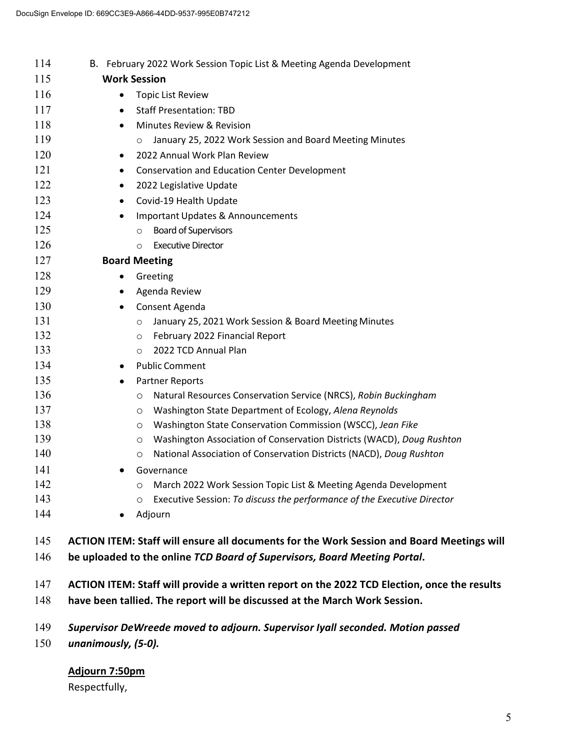B. February 2022 Work Session Topic List & Meeting Agenda Development

**Work Session**

- Topic List Review
- Staff Presentation: TBD
- Minutes Review & Revision
  - January 25, 2022 Work Session and Board Meeting Minutes
- 2022 Annual Work Plan Review
- Conservation and Education Center Development
- 2022 Legislative Update
- Covid-19 Health Update
- Important Updates & Announcements
  - Board of Supervisors
  - Executive Director

**Board Meeting**

- Greeting
- Agenda Review
- Consent Agenda
  - January 25, 2021 Work Session & Board Meeting Minutes
  - February 2022 Financial Report
  - 2022 TCD Annual Plan
- Public Comment
- Partner Reports
  - Natural Resources Conservation Service (NRCS), *Robin Buckingham*
  - Washington State Department of Ecology, *Alena Reynolds*
  - Washington State Conservation Commission (WSCC), *Jean Fike*
  - Washington Association of Conservation Districts (WACD), *Doug Rushton*
  - National Association of Conservation Districts (NACD), *Doug Rushton*
- Governance
  - March 2022 Work Session Topic List & Meeting Agenda Development
  - Executive Session: *To discuss the performance of the Executive Director*
- Adjourn

**ACTION ITEM: Staff will ensure all documents for the Work Session and Board Meetings will be uploaded to the online *TCD Board of Supervisors, Board Meeting Portal*.**

**ACTION ITEM: Staff will provide a written report on the 2022 TCD Election, once the results have been tallied. The report will be discussed at the March Work Session.**

***Supervisor DeWreede moved to adjourn. Supervisor Iyall seconded. Motion passed unanimously, (5-0).***

**Adjourn 7:50pm**

Respectfully,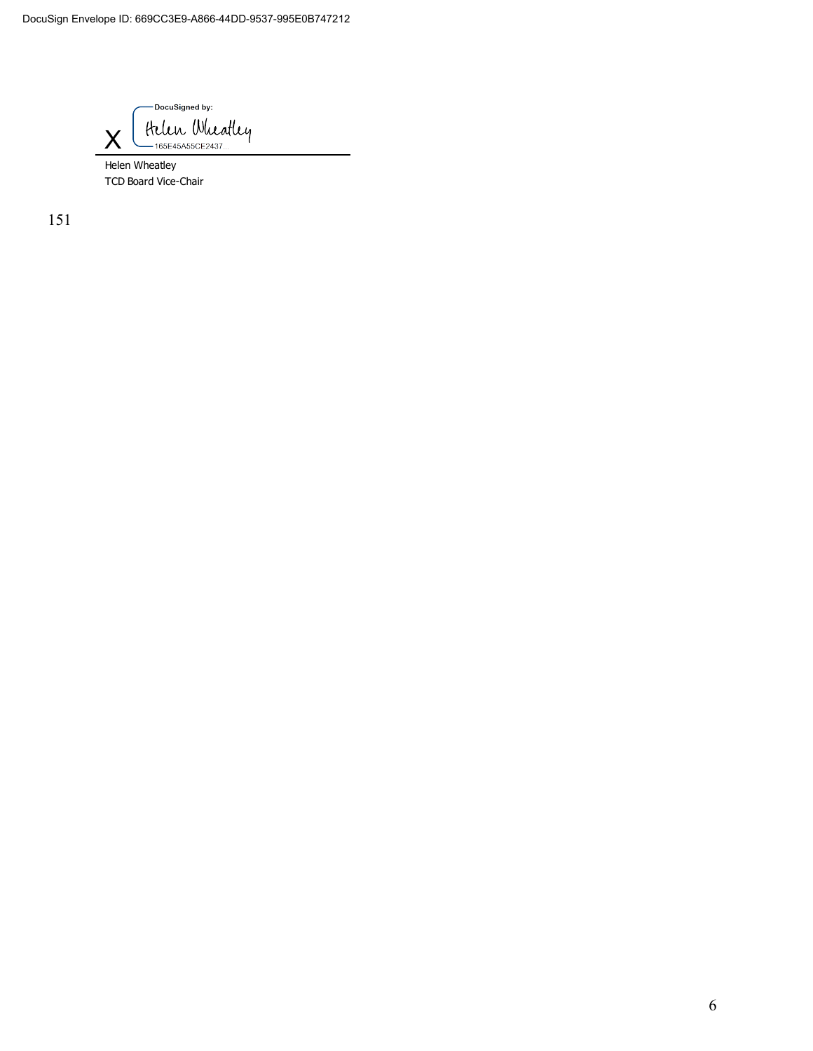X DocuSigned by: Helen Wheatley 165E45A55CE2437...

Helen Wheatley
TCD Board Vice-Chair

151